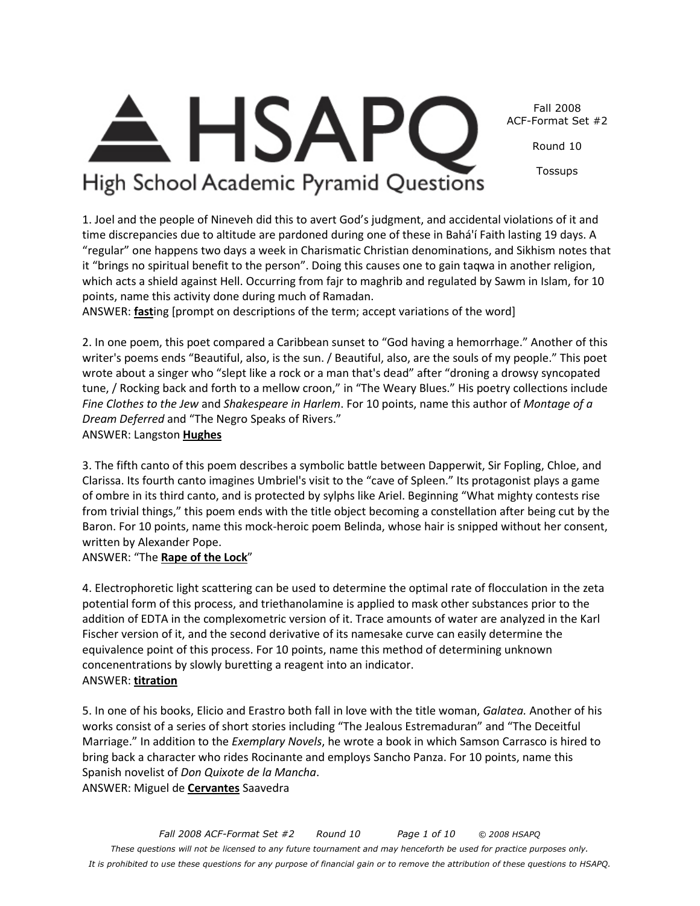# HSAPQ

High School Academic Pyramid Questions

Fall 2008
ACF-Format Set #2

Round 10

Tossups

1. Joel and the people of Nineveh did this to avert God's judgment, and accidental violations of it and time discrepancies due to altitude are pardoned during one of these in Bahá'í Faith lasting 19 days. A "regular" one happens two days a week in Charismatic Christian denominations, and Sikhism notes that it "brings no spiritual benefit to the person". Doing this causes one to gain taqwa in another religion, which acts a shield against Hell. Occurring from fajr to maghrib and regulated by Sawm in Islam, for 10 points, name this activity done during much of Ramadan.
ANSWER: **fast**ing [prompt on descriptions of the term; accept variations of the word]

2. In one poem, this poet compared a Caribbean sunset to "God having a hemorrhage." Another of this writer's poems ends "Beautiful, also, is the sun. / Beautiful, also, are the souls of my people." This poet wrote about a singer who "slept like a rock or a man that's dead" after "droning a drowsy syncopated tune, / Rocking back and forth to a mellow croon," in "The Weary Blues." His poetry collections include *Fine Clothes to the Jew* and *Shakespeare in Harlem*. For 10 points, name this author of *Montage of a Dream Deferred* and "The Negro Speaks of Rivers."
ANSWER: Langston **Hughes**

3. The fifth canto of this poem describes a symbolic battle between Dapperwit, Sir Fopling, Chloe, and Clarissa. Its fourth canto imagines Umbriel's visit to the "cave of Spleen." Its protagonist plays a game of ombre in its third canto, and is protected by sylphs like Ariel. Beginning "What mighty contests rise from trivial things," this poem ends with the title object becoming a constellation after being cut by the Baron. For 10 points, name this mock-heroic poem Belinda, whose hair is snipped without her consent, written by Alexander Pope.
ANSWER: "The **Rape of the Lock**"

4. Electrophoretic light scattering can be used to determine the optimal rate of flocculation in the zeta potential form of this process, and triethanolamine is applied to mask other substances prior to the addition of EDTA in the complexometric version of it. Trace amounts of water are analyzed in the Karl Fischer version of it, and the second derivative of its namesake curve can easily determine the equivalence point of this process. For 10 points, name this method of determining unknown concenentrations by slowly buretting a reagent into an indicator.
ANSWER: **titration**

5. In one of his books, Elicio and Erastro both fall in love with the title woman, *Galatea.* Another of his works consist of a series of short stories including "The Jealous Estremaduran" and "The Deceitful Marriage." In addition to the *Exemplary Novels*, he wrote a book in which Samson Carrasco is hired to bring back a character who rides Rocinante and employs Sancho Panza. For 10 points, name this Spanish novelist of *Don Quixote de la Mancha*.
ANSWER: Miguel de **Cervantes** Saavedra

*These questions will not be licensed to any future tournament and may henceforth be used for practice purposes only.*
*It is prohibited to use these questions for any purpose of financial gain or to remove the attribution of these questions to HSAPQ.*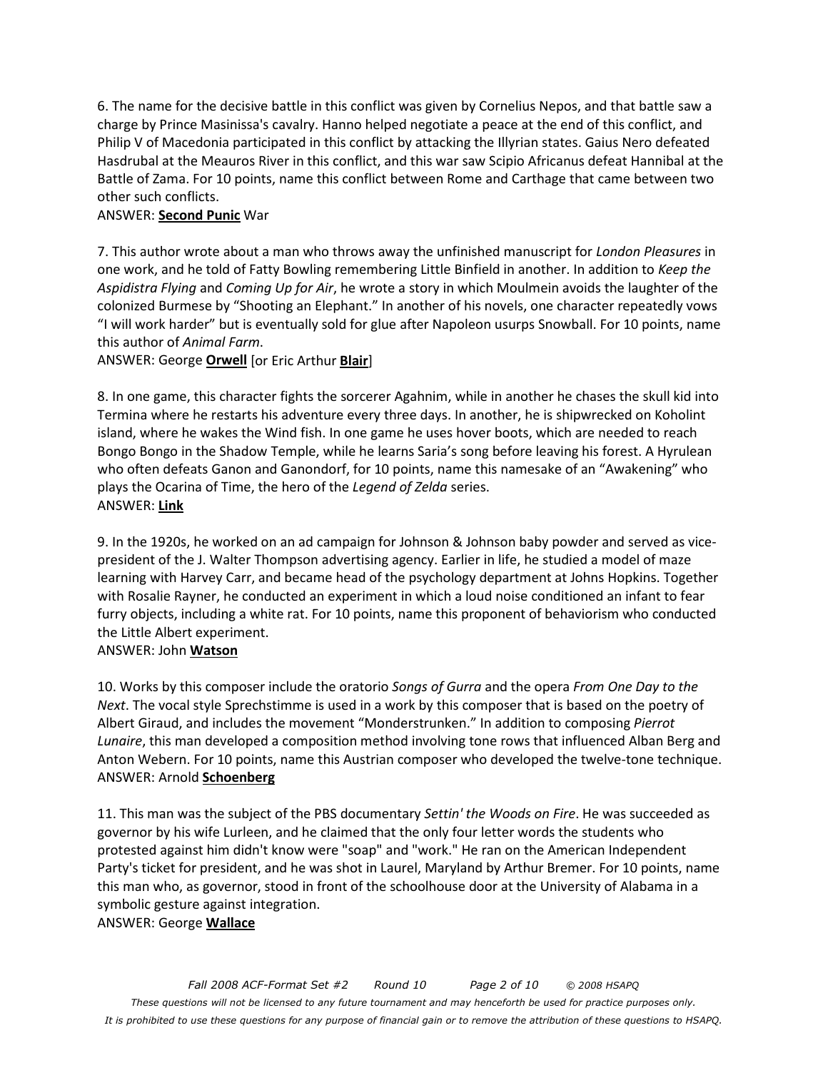6. The name for the decisive battle in this conflict was given by Cornelius Nepos, and that battle saw a charge by Prince Masinissa's cavalry. Hanno helped negotiate a peace at the end of this conflict, and Philip V of Macedonia participated in this conflict by attacking the Illyrian states. Gaius Nero defeated Hasdrubal at the Meauros River in this conflict, and this war saw Scipio Africanus defeat Hannibal at the Battle of Zama. For 10 points, name this conflict between Rome and Carthage that came between two other such conflicts.
ANSWER: **Second Punic** War

7. This author wrote about a man who throws away the unfinished manuscript for *London Pleasures* in one work, and he told of Fatty Bowling remembering Little Binfield in another. In addition to *Keep the Aspidistra Flying* and *Coming Up for Air*, he wrote a story in which Moulmein avoids the laughter of the colonized Burmese by "Shooting an Elephant." In another of his novels, one character repeatedly vows "I will work harder" but is eventually sold for glue after Napoleon usurps Snowball. For 10 points, name this author of *Animal Farm*.
ANSWER: George **Orwell** [or Eric Arthur **Blair**]

8. In one game, this character fights the sorcerer Agahnim, while in another he chases the skull kid into Termina where he restarts his adventure every three days. In another, he is shipwrecked on Koholint island, where he wakes the Wind fish. In one game he uses hover boots, which are needed to reach Bongo Bongo in the Shadow Temple, while he learns Saria's song before leaving his forest. A Hyrulean who often defeats Ganon and Ganondorf, for 10 points, name this namesake of an "Awakening" who plays the Ocarina of Time, the hero of the *Legend of Zelda* series.
ANSWER: **Link**

9. In the 1920s, he worked on an ad campaign for Johnson & Johnson baby powder and served as vice-president of the J. Walter Thompson advertising agency. Earlier in life, he studied a model of maze learning with Harvey Carr, and became head of the psychology department at Johns Hopkins. Together with Rosalie Rayner, he conducted an experiment in which a loud noise conditioned an infant to fear furry objects, including a white rat. For 10 points, name this proponent of behaviorism who conducted the Little Albert experiment.
ANSWER: John **Watson**

10. Works by this composer include the oratorio *Songs of Gurra* and the opera *From One Day to the Next*. The vocal style Sprechstimme is used in a work by this composer that is based on the poetry of Albert Giraud, and includes the movement "Monderstrunken." In addition to composing *Pierrot Lunaire*, this man developed a composition method involving tone rows that influenced Alban Berg and Anton Webern. For 10 points, name this Austrian composer who developed the twelve-tone technique.
ANSWER: Arnold **Schoenberg**

11. This man was the subject of the PBS documentary *Settin' the Woods on Fire*. He was succeeded as governor by his wife Lurleen, and he claimed that the only four letter words the students who protested against him didn't know were "soap" and "work." He ran on the American Independent Party's ticket for president, and he was shot in Laurel, Maryland by Arthur Bremer. For 10 points, name this man who, as governor, stood in front of the schoolhouse door at the University of Alabama in a symbolic gesture against integration.
ANSWER: George **Wallace**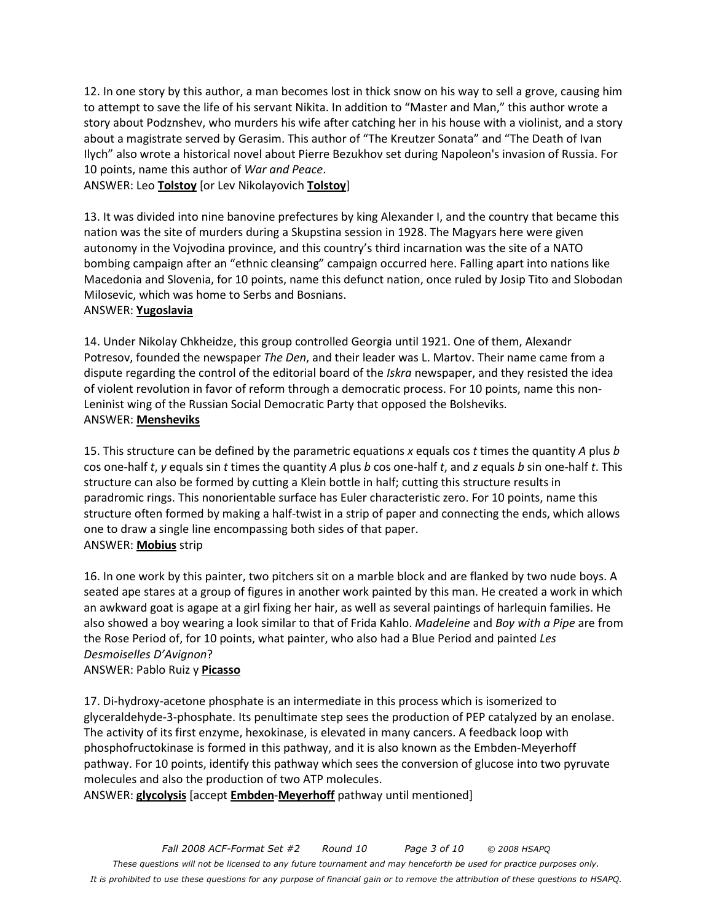12. In one story by this author, a man becomes lost in thick snow on his way to sell a grove, causing him to attempt to save the life of his servant Nikita. In addition to "Master and Man," this author wrote a story about Podznshev, who murders his wife after catching her in his house with a violinist, and a story about a magistrate served by Gerasim. This author of "The Kreutzer Sonata" and "The Death of Ivan Ilych" also wrote a historical novel about Pierre Bezukhov set during Napoleon's invasion of Russia. For 10 points, name this author of *War and Peace*.
ANSWER: Leo **Tolstoy** [or Lev Nikolayovich **Tolstoy**]

13. It was divided into nine banovine prefectures by king Alexander I, and the country that became this nation was the site of murders during a Skupstina session in 1928. The Magyars here were given autonomy in the Vojvodina province, and this country's third incarnation was the site of a NATO bombing campaign after an "ethnic cleansing" campaign occurred here. Falling apart into nations like Macedonia and Slovenia, for 10 points, name this defunct nation, once ruled by Josip Tito and Slobodan Milosevic, which was home to Serbs and Bosnians.
ANSWER: **Yugoslavia**

14. Under Nikolay Chkheidze, this group controlled Georgia until 1921. One of them, Alexandr Potresov, founded the newspaper *The Den*, and their leader was L. Martov. Their name came from a dispute regarding the control of the editorial board of the *Iskra* newspaper, and they resisted the idea of violent revolution in favor of reform through a democratic process. For 10 points, name this non-Leninist wing of the Russian Social Democratic Party that opposed the Bolsheviks.
ANSWER: **Mensheviks**

15. This structure can be defined by the parametric equations *x* equals cos *t* times the quantity *A* plus *b* cos one-half *t*, *y* equals sin *t* times the quantity *A* plus *b* cos one-half *t*, and *z* equals *b* sin one-half *t*. This structure can also be formed by cutting a Klein bottle in half; cutting this structure results in paradromic rings. This nonorientable surface has Euler characteristic zero. For 10 points, name this structure often formed by making a half-twist in a strip of paper and connecting the ends, which allows one to draw a single line encompassing both sides of that paper.
ANSWER: **Mobius** strip

16. In one work by this painter, two pitchers sit on a marble block and are flanked by two nude boys. A seated ape stares at a group of figures in another work painted by this man. He created a work in which an awkward goat is agape at a girl fixing her hair, as well as several paintings of harlequin families. He also showed a boy wearing a look similar to that of Frida Kahlo. *Madeleine* and *Boy with a Pipe* are from the Rose Period of, for 10 points, what painter, who also had a Blue Period and painted *Les Desmoiselles D'Avignon*?
ANSWER: Pablo Ruiz y **Picasso**

17. Di-hydroxy-acetone phosphate is an intermediate in this process which is isomerized to glyceraldehyde-3-phosphate. Its penultimate step sees the production of PEP catalyzed by an enolase. The activity of its first enzyme, hexokinase, is elevated in many cancers. A feedback loop with phosphofructokinase is formed in this pathway, and it is also known as the Embden-Meyerhoff pathway. For 10 points, identify this pathway which sees the conversion of glucose into two pyruvate molecules and also the production of two ATP molecules.
ANSWER: **glycolysis** [accept **Embden**-**Meyerhoff** pathway until mentioned]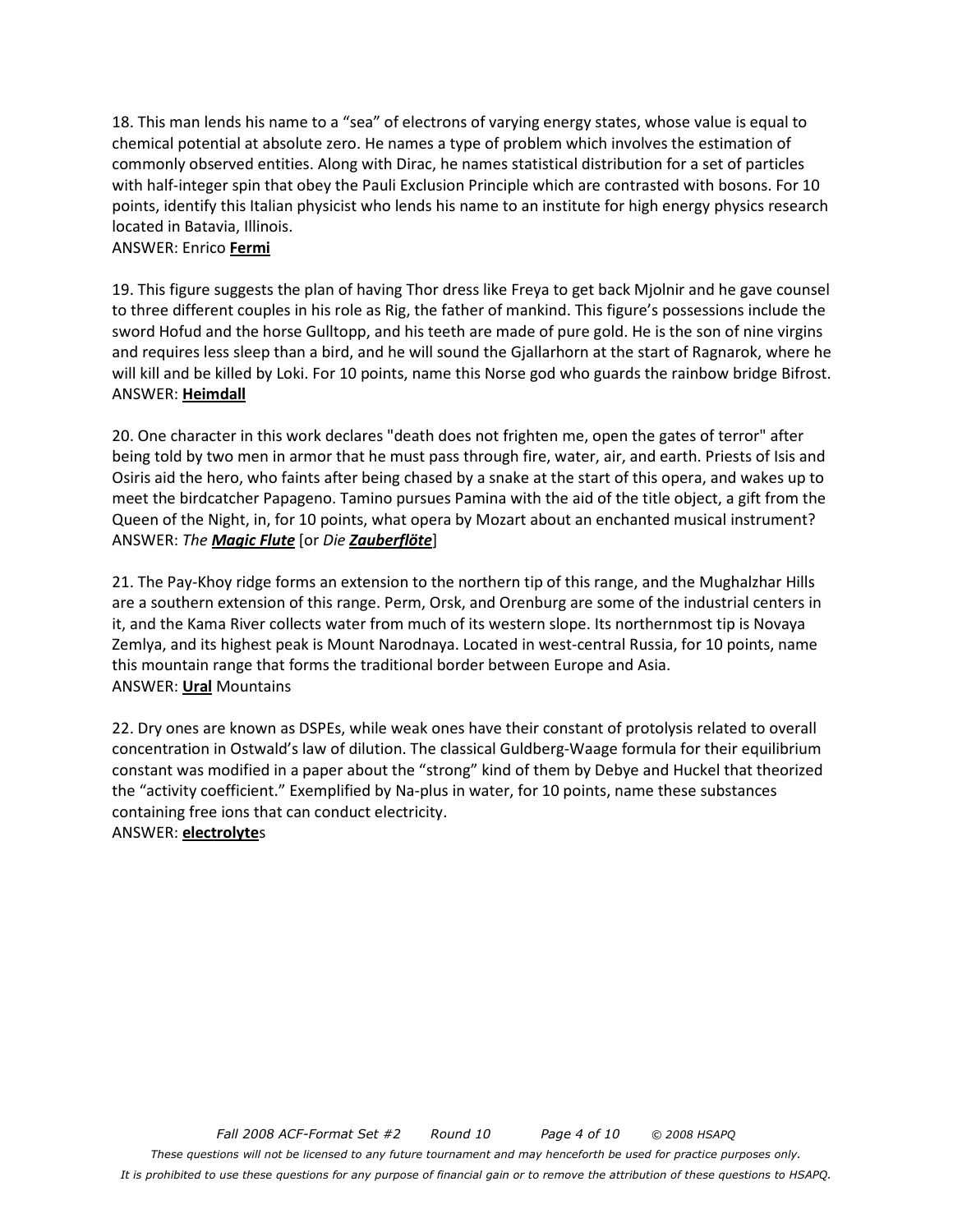18. This man lends his name to a "sea" of electrons of varying energy states, whose value is equal to chemical potential at absolute zero. He names a type of problem which involves the estimation of commonly observed entities. Along with Dirac, he names statistical distribution for a set of particles with half-integer spin that obey the Pauli Exclusion Principle which are contrasted with bosons. For 10 points, identify this Italian physicist who lends his name to an institute for high energy physics research located in Batavia, Illinois.
ANSWER: Enrico **Fermi**

19. This figure suggests the plan of having Thor dress like Freya to get back Mjolnir and he gave counsel to three different couples in his role as Rig, the father of mankind. This figure's possessions include the sword Hofud and the horse Gulltopp, and his teeth are made of pure gold. He is the son of nine virgins and requires less sleep than a bird, and he will sound the Gjallarhorn at the start of Ragnarok, where he will kill and be killed by Loki. For 10 points, name this Norse god who guards the rainbow bridge Bifrost.
ANSWER: **Heimdall**

20. One character in this work declares "death does not frighten me, open the gates of terror" after being told by two men in armor that he must pass through fire, water, air, and earth. Priests of Isis and Osiris aid the hero, who faints after being chased by a snake at the start of this opera, and wakes up to meet the birdcatcher Papageno. Tamino pursues Pamina with the aid of the title object, a gift from the Queen of the Night, in, for 10 points, what opera by Mozart about an enchanted musical instrument?
ANSWER: *The **Magic Flute*** [or *Die **Zauberflöte***]

21. The Pay-Khoy ridge forms an extension to the northern tip of this range, and the Mughalzhar Hills are a southern extension of this range. Perm, Orsk, and Orenburg are some of the industrial centers in it, and the Kama River collects water from much of its western slope. Its northernmost tip is Novaya Zemlya, and its highest peak is Mount Narodnaya. Located in west-central Russia, for 10 points, name this mountain range that forms the traditional border between Europe and Asia.
ANSWER: **Ural** Mountains

22. Dry ones are known as DSPEs, while weak ones have their constant of protolysis related to overall concentration in Ostwald's law of dilution. The classical Guldberg-Waage formula for their equilibrium constant was modified in a paper about the "strong" kind of them by Debye and Huckel that theorized the "activity coefficient." Exemplified by Na-plus in water, for 10 points, name these substances containing free ions that can conduct electricity.
ANSWER: **electrolyte**s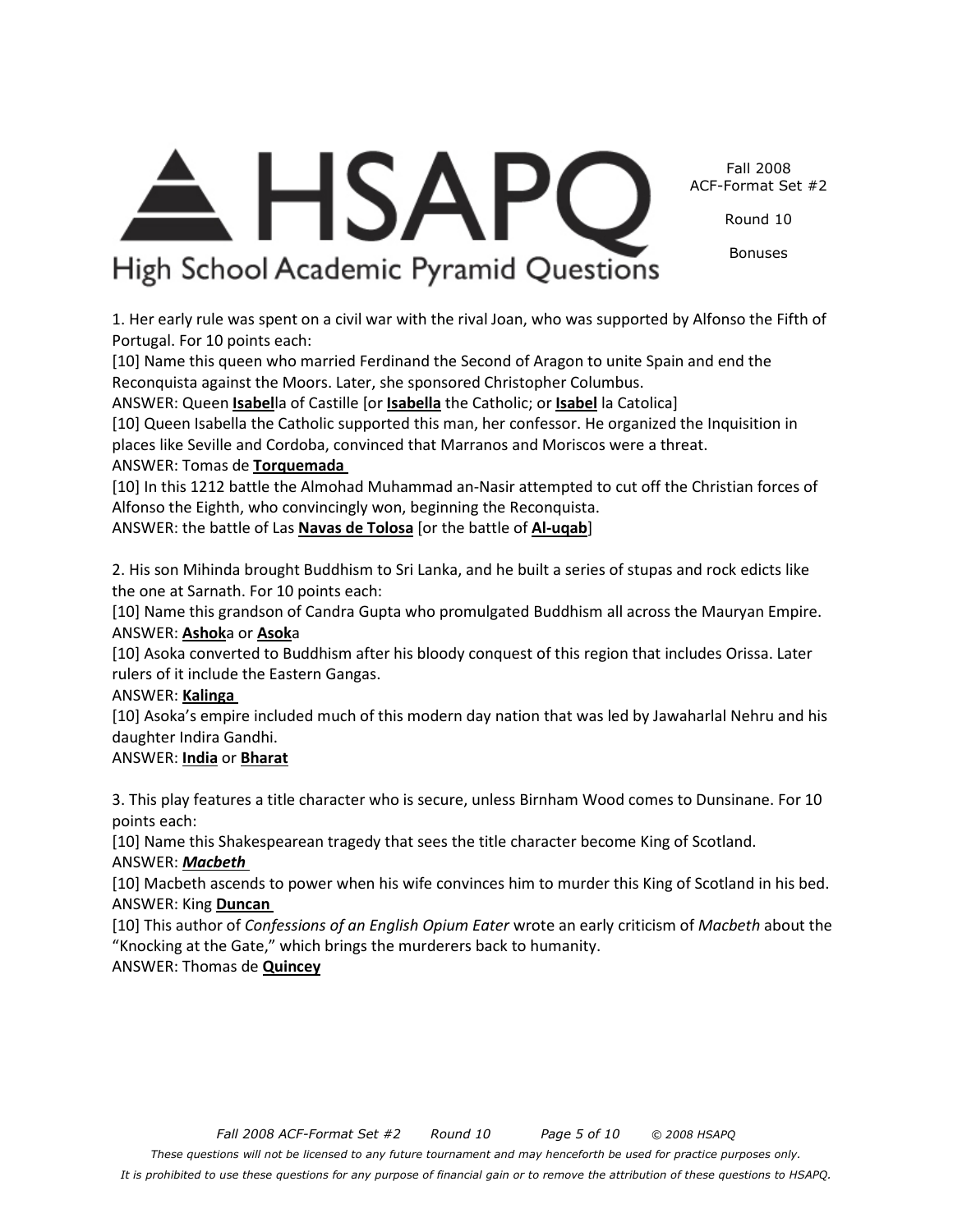1. Her early rule was spent on a civil war with the rival Joan, who was supported by Alfonso the Fifth of Portugal. For 10 points each:

[10] Name this queen who married Ferdinand the Second of Aragon to unite Spain and end the Reconquista against the Moors. Later, she sponsored Christopher Columbus.

ANSWER: Queen **Isabel**la of Castille [or **Isabella** the Catholic; or **Isabel** la Catolica]

[10] Queen Isabella the Catholic supported this man, her confessor. He organized the Inquisition in places like Seville and Cordoba, convinced that Marranos and Moriscos were a threat.

ANSWER: Tomas de **Torquemada**

[10] In this 1212 battle the Almohad Muhammad an-Nasir attempted to cut off the Christian forces of Alfonso the Eighth, who convincingly won, beginning the Reconquista.

ANSWER: the battle of Las **Navas de Tolosa** [or the battle of **Al-uqab**]

2. His son Mihinda brought Buddhism to Sri Lanka, and he built a series of stupas and rock edicts like the one at Sarnath. For 10 points each:

[10] Name this grandson of Candra Gupta who promulgated Buddhism all across the Mauryan Empire.

ANSWER: **Ashok**a or **Asok**a

[10] Asoka converted to Buddhism after his bloody conquest of this region that includes Orissa. Later rulers of it include the Eastern Gangas.

ANSWER: **Kalinga**

[10] Asoka's empire included much of this modern day nation that was led by Jawaharlal Nehru and his daughter Indira Gandhi.

ANSWER: **India** or **Bharat**

3. This play features a title character who is secure, unless Birnham Wood comes to Dunsinane. For 10 points each:

[10] Name this Shakespearean tragedy that sees the title character become King of Scotland.

ANSWER: ***Macbeth***

[10] Macbeth ascends to power when his wife convinces him to murder this King of Scotland in his bed.

ANSWER: King **Duncan**

[10] This author of *Confessions of an English Opium Eater* wrote an early criticism of *Macbeth* about the "Knocking at the Gate," which brings the murderers back to humanity.

ANSWER: Thomas de **Quincey**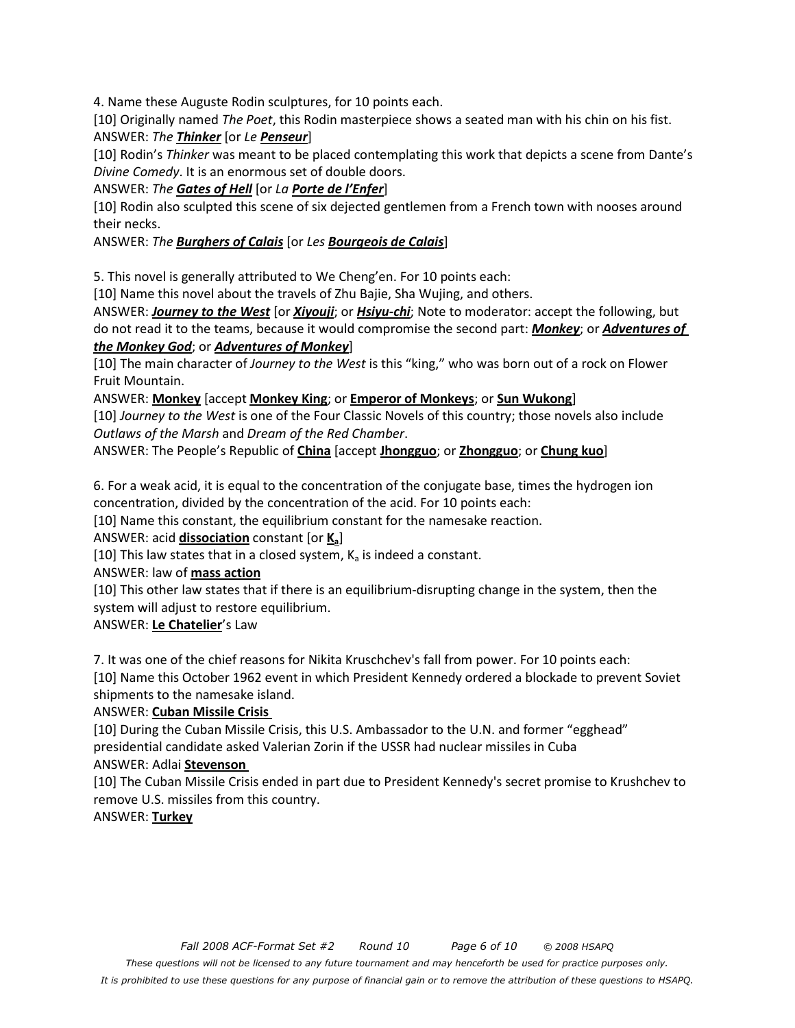4. Name these Auguste Rodin sculptures, for 10 points each.

[10] Originally named *The Poet*, this Rodin masterpiece shows a seated man with his chin on his fist.

ANSWER: *The* ***Thinker*** [or *Le* ***Penseur***]

[10] Rodin's *Thinker* was meant to be placed contemplating this work that depicts a scene from Dante's *Divine Comedy*. It is an enormous set of double doors.

ANSWER: *The* ***Gates of Hell*** [or *La* ***Porte de l'Enfer***]

[10] Rodin also sculpted this scene of six dejected gentlemen from a French town with nooses around their necks.

ANSWER: *The* ***Burghers of Calais*** [or *Les* ***Bourgeois de Calais***]

5. This novel is generally attributed to We Cheng'en. For 10 points each:

[10] Name this novel about the travels of Zhu Bajie, Sha Wujing, and others.

ANSWER: ***Journey to the West*** [or ***Xiyouji***; or ***Hsiyu-chi***; Note to moderator: accept the following, but do not read it to the teams, because it would compromise the second part: ***Monkey***; or ***Adventures of the Monkey God***; or ***Adventures of Monkey***]

[10] The main character of *Journey to the West* is this "king," who was born out of a rock on Flower Fruit Mountain.

ANSWER: **Monkey** [accept **Monkey King**; or **Emperor of Monkeys**; or **Sun Wukong**]

[10] *Journey to the West* is one of the Four Classic Novels of this country; those novels also include *Outlaws of the Marsh* and *Dream of the Red Chamber*.

ANSWER: The People's Republic of **China** [accept **Jhongguo**; or **Zhongguo**; or **Chung kuo**]

6. For a weak acid, it is equal to the concentration of the conjugate base, times the hydrogen ion concentration, divided by the concentration of the acid. For 10 points each:

[10] Name this constant, the equilibrium constant for the namesake reaction.

ANSWER: acid **dissociation** constant [or $K_a$]

[10] This law states that in a closed system, $K_a$ is indeed a constant.

ANSWER: law of **mass action**

[10] This other law states that if there is an equilibrium-disrupting change in the system, then the system will adjust to restore equilibrium.

ANSWER: **Le Chatelier**'s Law

7. It was one of the chief reasons for Nikita Kruschchev's fall from power. For 10 points each:

[10] Name this October 1962 event in which President Kennedy ordered a blockade to prevent Soviet shipments to the namesake island.

ANSWER: **Cuban Missile Crisis**

[10] During the Cuban Missile Crisis, this U.S. Ambassador to the U.N. and former "egghead" presidential candidate asked Valerian Zorin if the USSR had nuclear missiles in Cuba

ANSWER: Adlai **Stevenson**

[10] The Cuban Missile Crisis ended in part due to President Kennedy's secret promise to Krushchev to remove U.S. missiles from this country.

ANSWER: **Turkey**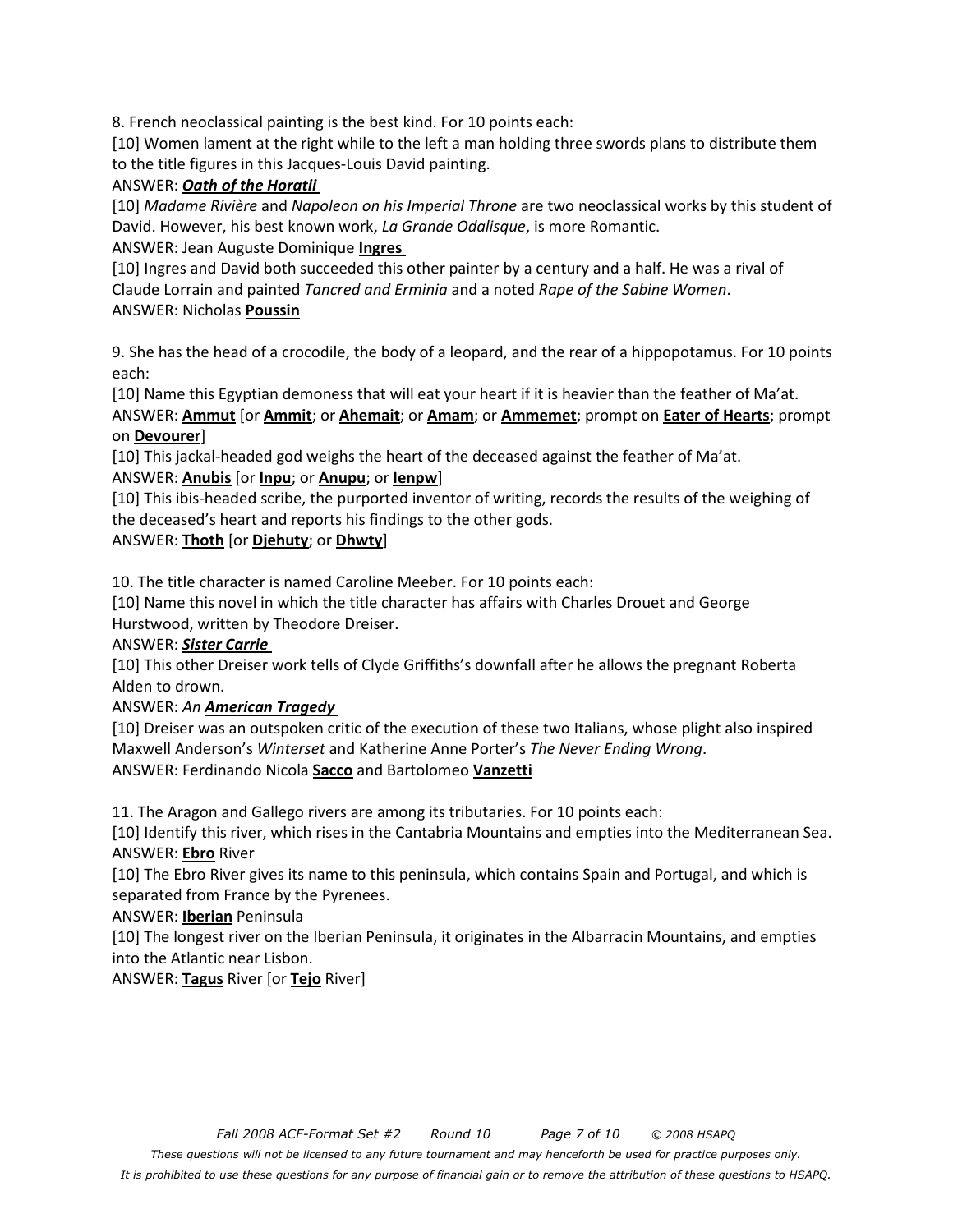8. French neoclassical painting is the best kind. For 10 points each:

[10] Women lament at the right while to the left a man holding three swords plans to distribute them to the title figures in this Jacques-Louis David painting.

ANSWER: ***Oath of the Horatii***

[10] *Madame Rivière* and *Napoleon on his Imperial Throne* are two neoclassical works by this student of David. However, his best known work, *La Grande Odalisque*, is more Romantic.

ANSWER: Jean Auguste Dominique **Ingres**

[10] Ingres and David both succeeded this other painter by a century and a half. He was a rival of Claude Lorrain and painted *Tancred and Erminia* and a noted *Rape of the Sabine Women*.

ANSWER: Nicholas **Poussin**

9. She has the head of a crocodile, the body of a leopard, and the rear of a hippopotamus. For 10 points each:

[10] Name this Egyptian demoness that will eat your heart if it is heavier than the feather of Ma'at.

ANSWER: **Ammut** [or **Ammit**; or **Ahemait**; or **Amam**; or **Ammemet**; prompt on **Eater of Hearts**; prompt on **Devourer**]

[10] This jackal-headed god weighs the heart of the deceased against the feather of Ma'at.

ANSWER: **Anubis** [or **Inpu**; or **Anupu**; or **Ienpw**]

[10] This ibis-headed scribe, the purported inventor of writing, records the results of the weighing of the deceased's heart and reports his findings to the other gods.

ANSWER: **Thoth** [or **Djehuty**; or **Dhwty**]

10. The title character is named Caroline Meeber. For 10 points each:

[10] Name this novel in which the title character has affairs with Charles Drouet and George Hurstwood, written by Theodore Dreiser.

ANSWER: ***Sister Carrie***

[10] This other Dreiser work tells of Clyde Griffiths's downfall after he allows the pregnant Roberta Alden to drown.

ANSWER: *An **American Tragedy***

[10] Dreiser was an outspoken critic of the execution of these two Italians, whose plight also inspired Maxwell Anderson's *Winterset* and Katherine Anne Porter's *The Never Ending Wrong*.

ANSWER: Ferdinando Nicola **Sacco** and Bartolomeo **Vanzetti**

11. The Aragon and Gallego rivers are among its tributaries. For 10 points each:

[10] Identify this river, which rises in the Cantabria Mountains and empties into the Mediterranean Sea.

ANSWER: **Ebro** River

[10] The Ebro River gives its name to this peninsula, which contains Spain and Portugal, and which is separated from France by the Pyrenees.

ANSWER: **Iberian** Peninsula

[10] The longest river on the Iberian Peninsula, it originates in the Albarracin Mountains, and empties into the Atlantic near Lisbon.

ANSWER: **Tagus** River [or **Tejo** River]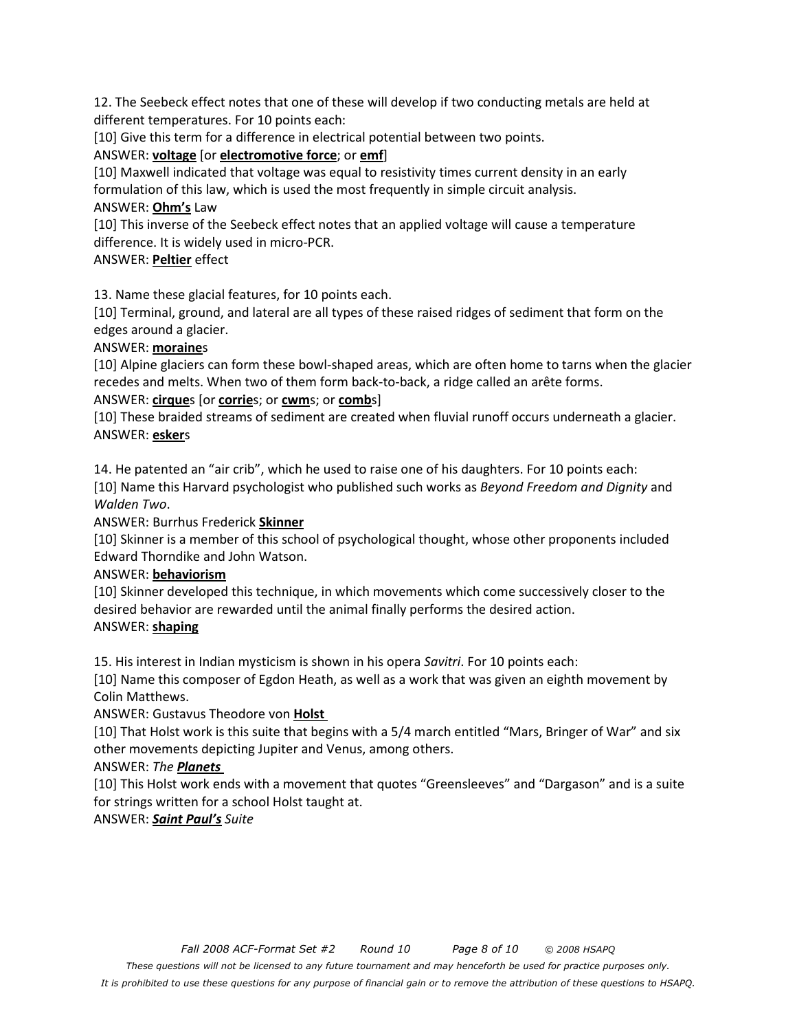12. The Seebeck effect notes that one of these will develop if two conducting metals are held at different temperatures. For 10 points each:

[10] Give this term for a difference in electrical potential between two points.

ANSWER: **voltage** [or **electromotive force**; or **emf**]

[10] Maxwell indicated that voltage was equal to resistivity times current density in an early formulation of this law, which is used the most frequently in simple circuit analysis.

ANSWER: **Ohm's** Law

[10] This inverse of the Seebeck effect notes that an applied voltage will cause a temperature difference. It is widely used in micro-PCR.

ANSWER: **Peltier** effect

13. Name these glacial features, for 10 points each.

[10] Terminal, ground, and lateral are all types of these raised ridges of sediment that form on the edges around a glacier.

ANSWER: **moraine**s

[10] Alpine glaciers can form these bowl-shaped areas, which are often home to tarns when the glacier recedes and melts. When two of them form back-to-back, a ridge called an arête forms.

ANSWER: **cirque**s [or **corrie**s; or **cwm**s; or **comb**s]

[10] These braided streams of sediment are created when fluvial runoff occurs underneath a glacier.

ANSWER: **esker**s

14. He patented an "air crib", which he used to raise one of his daughters. For 10 points each:

[10] Name this Harvard psychologist who published such works as *Beyond Freedom and Dignity* and *Walden Two*.

ANSWER: Burrhus Frederick **Skinner**

[10] Skinner is a member of this school of psychological thought, whose other proponents included Edward Thorndike and John Watson.

ANSWER: **behaviorism**

[10] Skinner developed this technique, in which movements which come successively closer to the desired behavior are rewarded until the animal finally performs the desired action.

ANSWER: **shaping**

15. His interest in Indian mysticism is shown in his opera *Savitri*. For 10 points each:

[10] Name this composer of Egdon Heath, as well as a work that was given an eighth movement by Colin Matthews.

ANSWER: Gustavus Theodore von **Holst**

[10] That Holst work is this suite that begins with a 5/4 march entitled "Mars, Bringer of War" and six other movements depicting Jupiter and Venus, among others.

ANSWER: *The **Planets***

[10] This Holst work ends with a movement that quotes "Greensleeves" and "Dargason" and is a suite for strings written for a school Holst taught at.

ANSWER: ***Saint Paul's** Suite*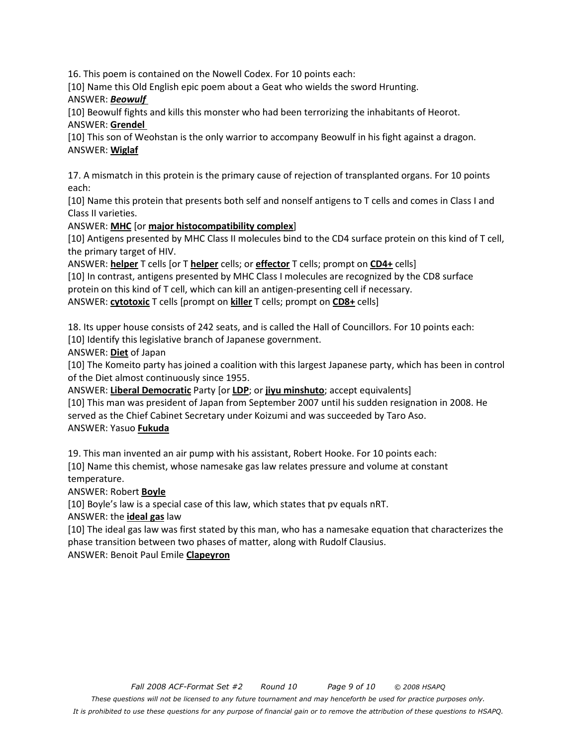16. This poem is contained on the Nowell Codex. For 10 points each:

[10] Name this Old English epic poem about a Geat who wields the sword Hrunting.

ANSWER: ***Beowulf***

[10] Beowulf fights and kills this monster who had been terrorizing the inhabitants of Heorot.

ANSWER: **Grendel**

[10] This son of Weohstan is the only warrior to accompany Beowulf in his fight against a dragon.

ANSWER: **Wiglaf**

17. A mismatch in this protein is the primary cause of rejection of transplanted organs. For 10 points each:

[10] Name this protein that presents both self and nonself antigens to T cells and comes in Class I and Class II varieties.

ANSWER: **MHC** [or **major histocompatibility complex**]

[10] Antigens presented by MHC Class II molecules bind to the CD4 surface protein on this kind of T cell, the primary target of HIV.

ANSWER: **helper** T cells [or T **helper** cells; or **effector** T cells; prompt on **CD4+** cells]

[10] In contrast, antigens presented by MHC Class I molecules are recognized by the CD8 surface protein on this kind of T cell, which can kill an antigen-presenting cell if necessary.

ANSWER: **cytotoxic** T cells [prompt on **killer** T cells; prompt on **CD8+** cells]

18. Its upper house consists of 242 seats, and is called the Hall of Councillors. For 10 points each:

[10] Identify this legislative branch of Japanese government.

ANSWER: **Diet** of Japan

[10] The Komeito party has joined a coalition with this largest Japanese party, which has been in control of the Diet almost continuously since 1955.

ANSWER: **Liberal Democratic** Party [or **LDP**; or **jiyu minshuto**; accept equivalents]

[10] This man was president of Japan from September 2007 until his sudden resignation in 2008. He served as the Chief Cabinet Secretary under Koizumi and was succeeded by Taro Aso.

ANSWER: Yasuo **Fukuda**

19. This man invented an air pump with his assistant, Robert Hooke. For 10 points each:

[10] Name this chemist, whose namesake gas law relates pressure and volume at constant temperature.

ANSWER: Robert **Boyle**

[10] Boyle's law is a special case of this law, which states that pv equals nRT.

ANSWER: the **ideal gas** law

[10] The ideal gas law was first stated by this man, who has a namesake equation that characterizes the phase transition between two phases of matter, along with Rudolf Clausius.

ANSWER: Benoit Paul Emile **Clapeyron**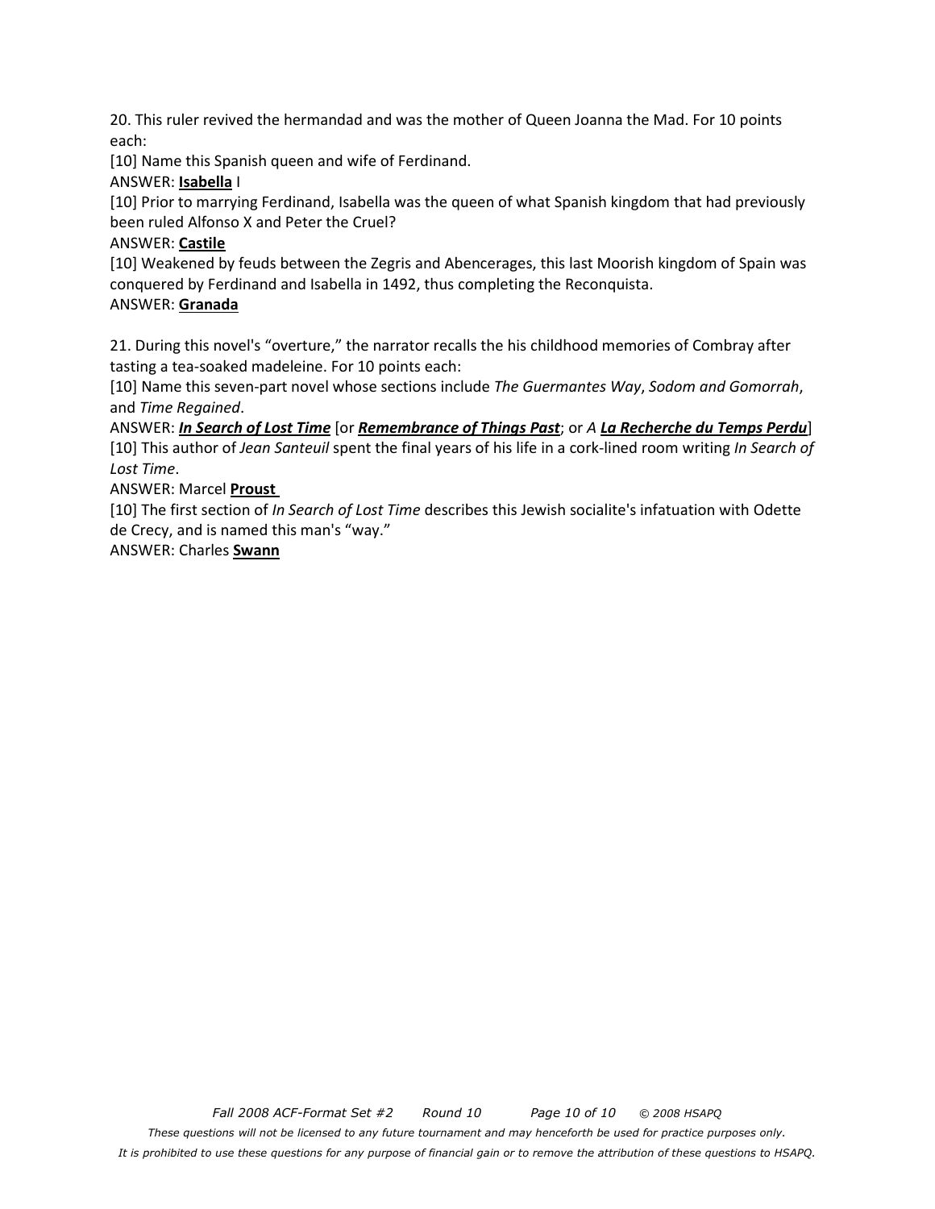20. This ruler revived the hermandad and was the mother of Queen Joanna the Mad. For 10 points each:

[10] Name this Spanish queen and wife of Ferdinand.

ANSWER: **Isabella** I

[10] Prior to marrying Ferdinand, Isabella was the queen of what Spanish kingdom that had previously been ruled Alfonso X and Peter the Cruel?

ANSWER: **Castile**

[10] Weakened by feuds between the Zegris and Abencerages, this last Moorish kingdom of Spain was conquered by Ferdinand and Isabella in 1492, thus completing the Reconquista.

ANSWER: **Granada**

21. During this novel's "overture," the narrator recalls the his childhood memories of Combray after tasting a tea-soaked madeleine. For 10 points each:

[10] Name this seven-part novel whose sections include *The Guermantes Way*, *Sodom and Gomorrah*, and *Time Regained*.

ANSWER: ***In Search of Lost Time*** [or ***Remembrance of Things Past***; or *A* ***La Recherche du Temps Perdu***]

[10] This author of *Jean Santeuil* spent the final years of his life in a cork-lined room writing *In Search of Lost Time*.

ANSWER: Marcel **Proust**

[10] The first section of *In Search of Lost Time* describes this Jewish socialite's infatuation with Odette de Crecy, and is named this man's "way."

ANSWER: Charles **Swann**

*These questions will not be licensed to any future tournament and may henceforth be used for practice purposes only.*

*It is prohibited to use these questions for any purpose of financial gain or to remove the attribution of these questions to HSAPQ.*